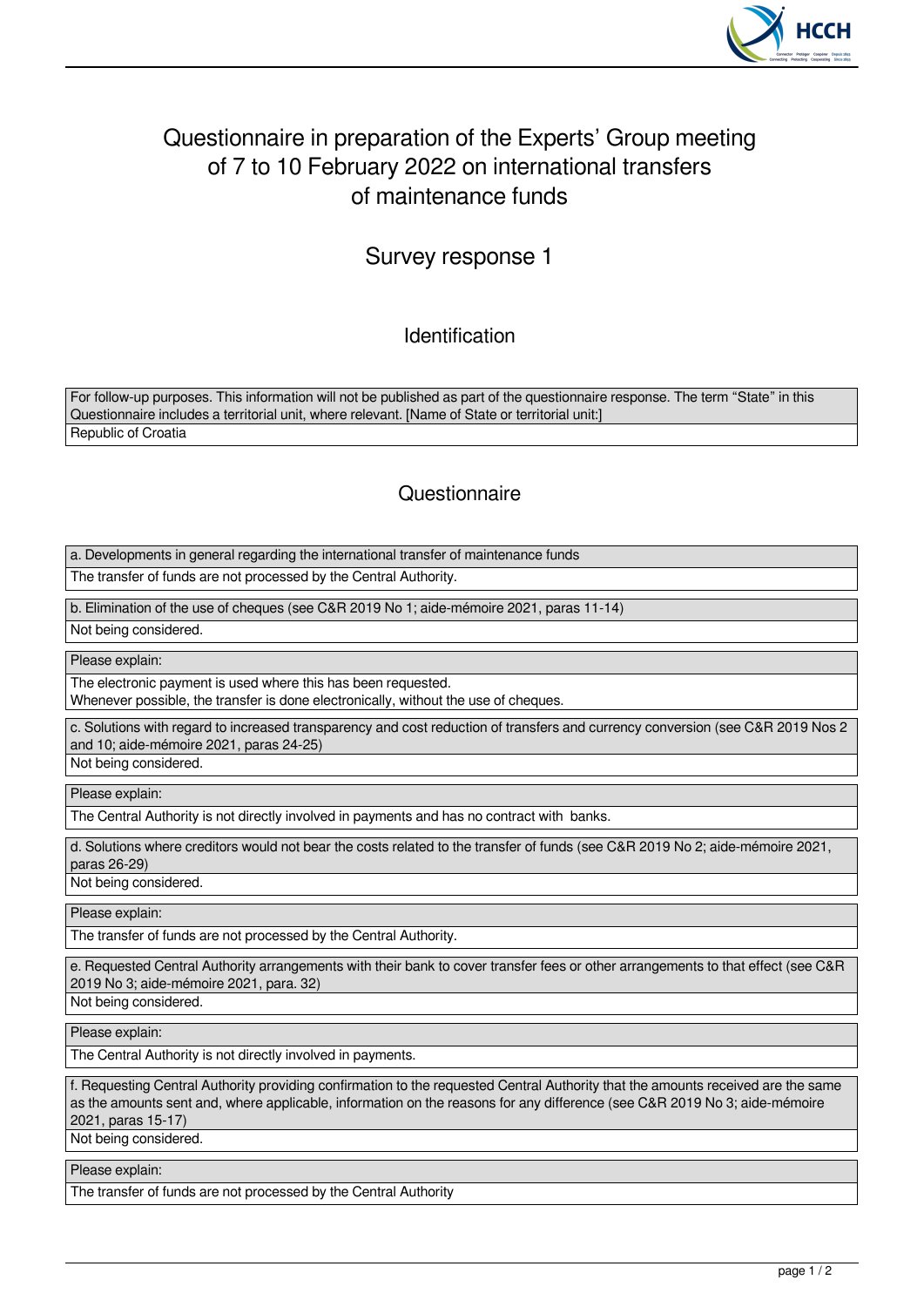# Questionnaire in preparation of the Experts' Group meeting of 7 to 10 February 2022 on international transfers of maintenance funds

## Survey response 1

### Identification

| For follow-up purposes. This information will not be published as part of the questionnaire response. The term "State" in this Questionnaire includes a territorial unit, where relevant. [Name of State or territorial unit:] |
| --- |
| Republic of Croatia |

### Questionnaire

| a. Developments in general regarding the international transfer of maintenance funds |
| --- |
| The transfer of funds are not processed by the Central Authority. |

| b. Elimination of the use of cheques (see C&R 2019 No 1; aide-mémoire 2021, paras 11-14) |
| --- |
| Not being considered. |

| Please explain: |
| --- |
| The electronic payment is used where this has been requested.<br>Whenever possible, the transfer is done electronically, without the use of cheques. |

| c. Solutions with regard to increased transparency and cost reduction of transfers and currency conversion (see C&R 2019 Nos 2 and 10; aide-mémoire 2021, paras 24-25) |
| --- |
| Not being considered. |

| Please explain: |
| --- |
| The Central Authority is not directly involved in payments and has no contract with banks. |

| d. Solutions where creditors would not bear the costs related to the transfer of funds (see C&R 2019 No 2; aide-mémoire 2021, paras 26-29) |
| --- |
| Not being considered. |

| Please explain: |
| --- |
| The transfer of funds are not processed by the Central Authority. |

| e. Requested Central Authority arrangements with their bank to cover transfer fees or other arrangements to that effect (see C&R 2019 No 3; aide-mémoire 2021, para. 32) |
| --- |
| Not being considered. |

| Please explain: |
| --- |
| The Central Authority is not directly involved in payments. |

| f. Requesting Central Authority providing confirmation to the requested Central Authority that the amounts received are the same as the amounts sent and, where applicable, information on the reasons for any difference (see C&R 2019 No 3; aide-mémoire 2021, paras 15-17) |
| --- |
| Not being considered. |

| Please explain: |
| --- |
| The transfer of funds are not processed by the Central Authority |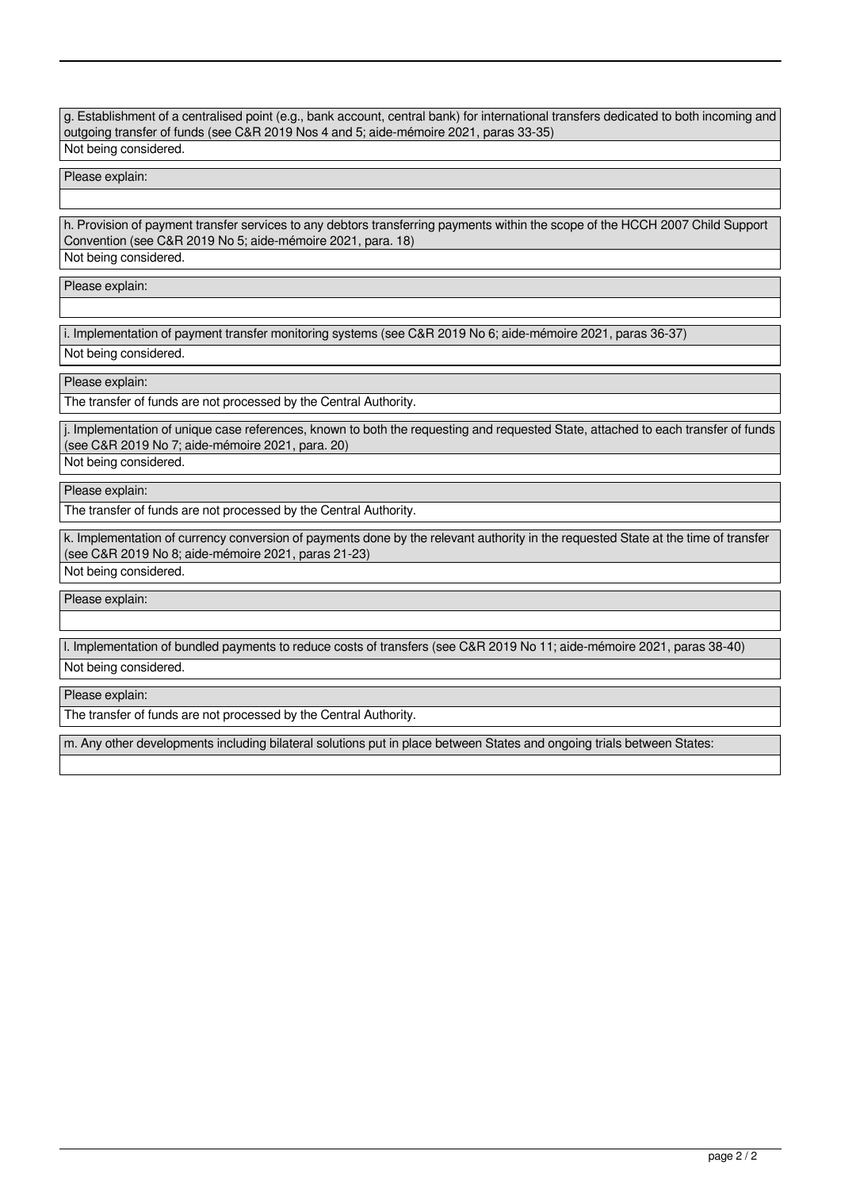g. Establishment of a centralised point (e.g., bank account, central bank) for international transfers dedicated to both incoming and outgoing transfer of funds (see C&R 2019 Nos 4 and 5; aide-mémoire 2021, paras 33-35)

Not being considered.

Please explain:

h. Provision of payment transfer services to any debtors transferring payments within the scope of the HCCH 2007 Child Support Convention (see C&R 2019 No 5; aide-mémoire 2021, para. 18)

Not being considered.

Please explain:

i. Implementation of payment transfer monitoring systems (see C&R 2019 No 6; aide-mémoire 2021, paras 36-37)

Not being considered.

Please explain:

The transfer of funds are not processed by the Central Authority.

j. Implementation of unique case references, known to both the requesting and requested State, attached to each transfer of funds (see C&R 2019 No 7; aide-mémoire 2021, para. 20)

Not being considered.

Please explain:

The transfer of funds are not processed by the Central Authority.

k. Implementation of currency conversion of payments done by the relevant authority in the requested State at the time of transfer (see C&R 2019 No 8; aide-mémoire 2021, paras 21-23)

Not being considered.

Please explain:

l. Implementation of bundled payments to reduce costs of transfers (see C&R 2019 No 11; aide-mémoire 2021, paras 38-40)

Not being considered.

Please explain:

The transfer of funds are not processed by the Central Authority.

m. Any other developments including bilateral solutions put in place between States and ongoing trials between States: